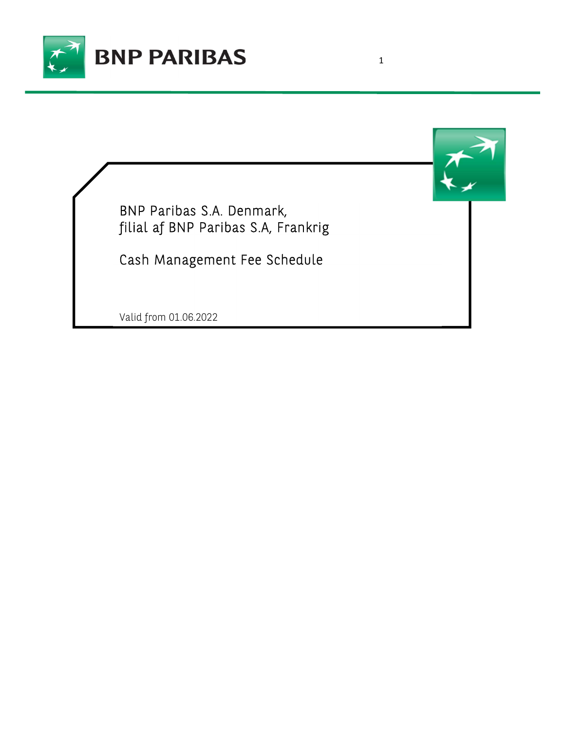# BNP Paribas S.A. Denmark, filial af BNP Paribas S.A, Frankrig

## Cash Management Fee Schedule

Valid from 01.06.2022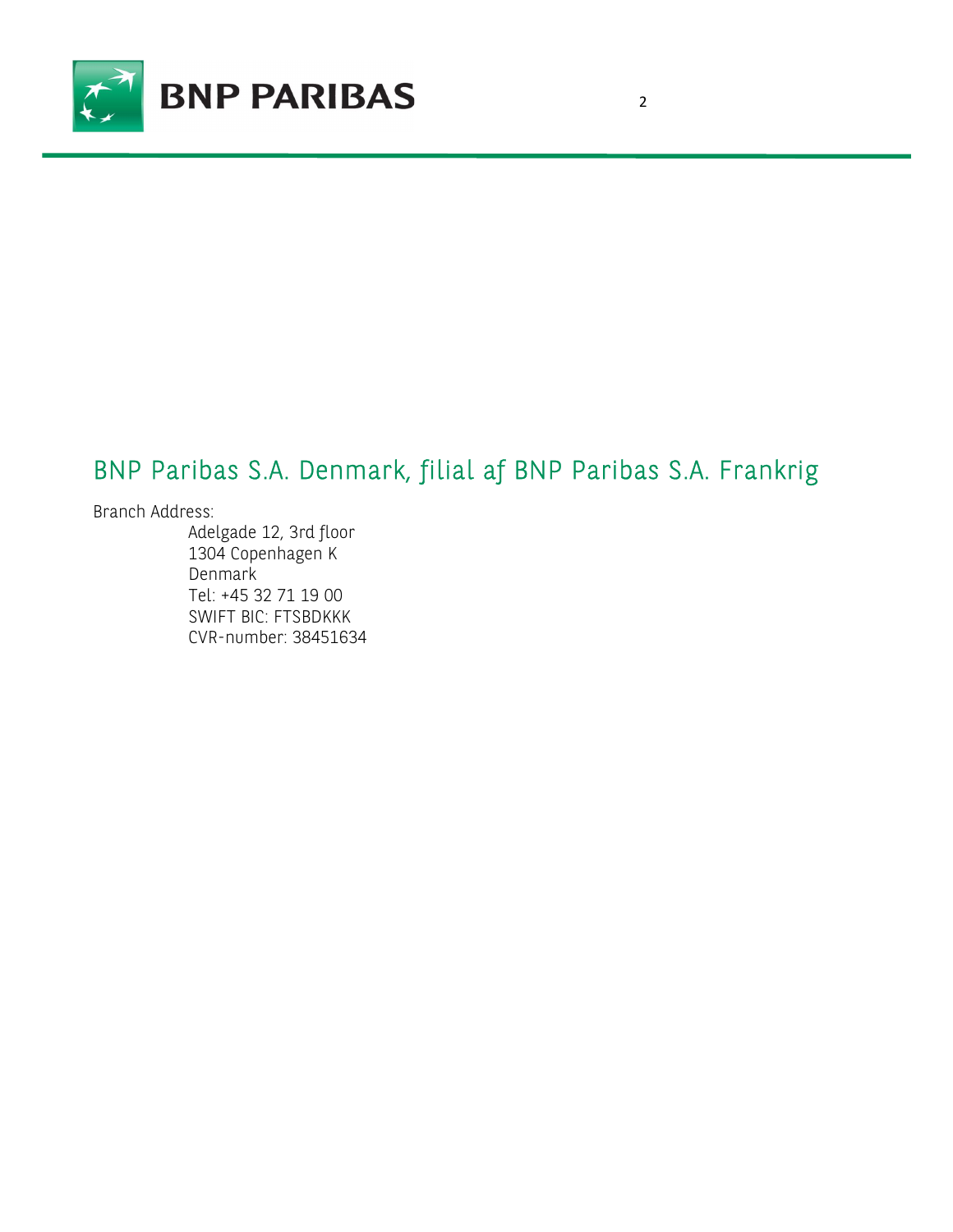## BNP Paribas S.A. Denmark, filial af BNP Paribas S.A. Frankrig

Branch Address:

Adelgade 12, 3rd floor
1304 Copenhagen K
Denmark
Tel: +45 32 71 19 00
SWIFT BIC: FTSBDKKK
CVR-number: 38451634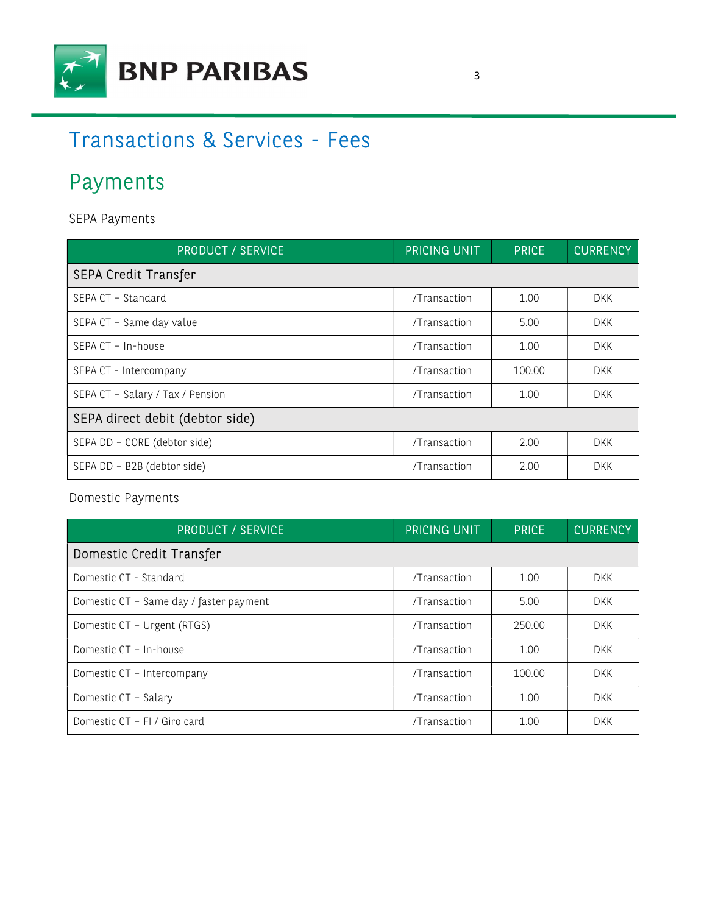# Transactions & Services - Fees

## Payments

SEPA Payments

| PRODUCT / SERVICE | PRICING UNIT | PRICE | CURRENCY |
|---|---|---|---|
| **SEPA Credit Transfer** | | | |
| SEPA CT – Standard | /Transaction | 1.00 | DKK |
| SEPA CT – Same day value | /Transaction | 5.00 | DKK |
| SEPA CT – In-house | /Transaction | 1.00 | DKK |
| SEPA CT - Intercompany | /Transaction | 100.00 | DKK |
| SEPA CT – Salary / Tax / Pension | /Transaction | 1.00 | DKK |
| **SEPA direct debit (debtor side)** | | | |
| SEPA DD – CORE (debtor side) | /Transaction | 2.00 | DKK |
| SEPA DD – B2B (debtor side) | /Transaction | 2.00 | DKK |

Domestic Payments

| PRODUCT / SERVICE | PRICING UNIT | PRICE | CURRENCY |
|---|---|---|---|
| **Domestic Credit Transfer** | | | |
| Domestic CT - Standard | /Transaction | 1.00 | DKK |
| Domestic CT – Same day / faster payment | /Transaction | 5.00 | DKK |
| Domestic CT – Urgent (RTGS) | /Transaction | 250.00 | DKK |
| Domestic CT – In-house | /Transaction | 1.00 | DKK |
| Domestic CT – Intercompany | /Transaction | 100.00 | DKK |
| Domestic CT – Salary | /Transaction | 1.00 | DKK |
| Domestic CT – FI / Giro card | /Transaction | 1.00 | DKK |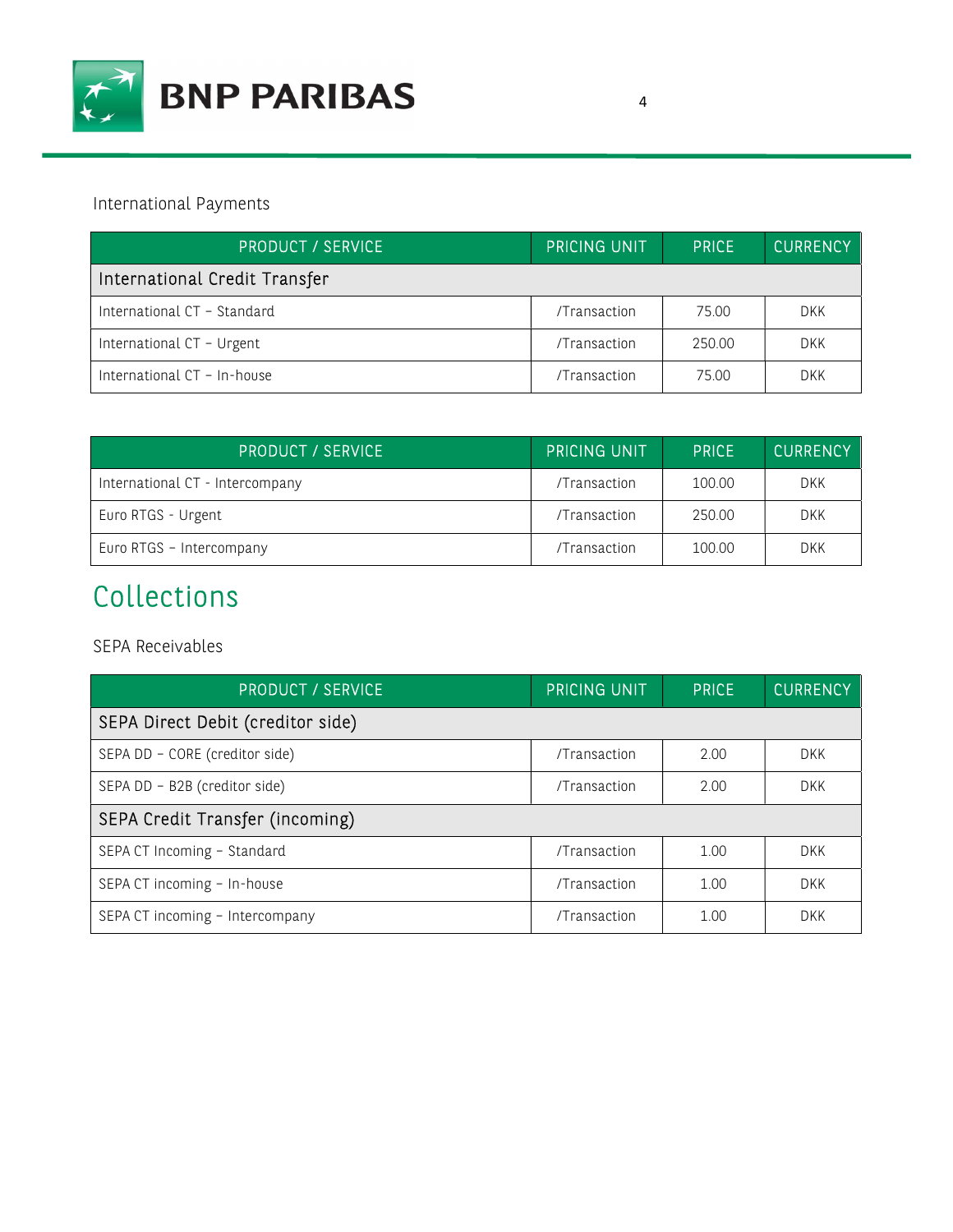International Payments

| PRODUCT / SERVICE | PRICING UNIT | PRICE | CURRENCY |
|---|---|---|---|
| **International Credit Transfer** | | | |
| International CT – Standard | /Transaction | 75.00 | DKK |
| International CT – Urgent | /Transaction | 250.00 | DKK |
| International CT – In-house | /Transaction | 75.00 | DKK |

| PRODUCT / SERVICE | PRICING UNIT | PRICE | CURRENCY |
|---|---|---|---|
| International CT - Intercompany | /Transaction | 100.00 | DKK |
| Euro RTGS - Urgent | /Transaction | 250.00 | DKK |
| Euro RTGS – Intercompany | /Transaction | 100.00 | DKK |

# Collections

SEPA Receivables

| PRODUCT / SERVICE | PRICING UNIT | PRICE | CURRENCY |
|---|---|---|---|
| **SEPA Direct Debit (creditor side)** | | | |
| SEPA DD – CORE (creditor side) | /Transaction | 2.00 | DKK |
| SEPA DD – B2B (creditor side) | /Transaction | 2.00 | DKK |
| **SEPA Credit Transfer (incoming)** | | | |
| SEPA CT Incoming – Standard | /Transaction | 1.00 | DKK |
| SEPA CT incoming – In-house | /Transaction | 1.00 | DKK |
| SEPA CT incoming – Intercompany | /Transaction | 1.00 | DKK |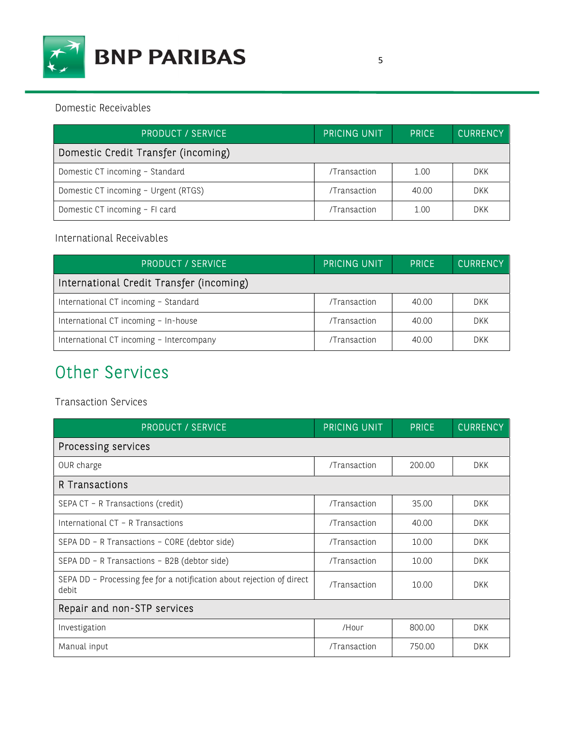### Domestic Receivables

| PRODUCT / SERVICE | PRICING UNIT | PRICE | CURRENCY |
|---|---|---|---|
| **Domestic Credit Transfer (incoming)** | | | |
| Domestic CT incoming – Standard | /Transaction | 1.00 | DKK |
| Domestic CT incoming – Urgent (RTGS) | /Transaction | 40.00 | DKK |
| Domestic CT incoming – FI card | /Transaction | 1.00 | DKK |

### International Receivables

| PRODUCT / SERVICE | PRICING UNIT | PRICE | CURRENCY |
|---|---|---|---|
| **International Credit Transfer (incoming)** | | | |
| International CT incoming – Standard | /Transaction | 40.00 | DKK |
| International CT incoming – In-house | /Transaction | 40.00 | DKK |
| International CT incoming – Intercompany | /Transaction | 40.00 | DKK |

## Other Services

### Transaction Services

| PRODUCT / SERVICE | PRICING UNIT | PRICE | CURRENCY |
|---|---|---|---|
| **Processing services** | | | |
| OUR charge | /Transaction | 200.00 | DKK |
| **R Transactions** | | | |
| SEPA CT – R Transactions (credit) | /Transaction | 35.00 | DKK |
| International CT – R Transactions | /Transaction | 40.00 | DKK |
| SEPA DD – R Transactions – CORE (debtor side) | /Transaction | 10.00 | DKK |
| SEPA DD – R Transactions – B2B (debtor side) | /Transaction | 10.00 | DKK |
| SEPA DD – Processing fee for a notification about rejection of direct debit | /Transaction | 10.00 | DKK |
| **Repair and non-STP services** | | | |
| Investigation | /Hour | 800.00 | DKK |
| Manual input | /Transaction | 750.00 | DKK |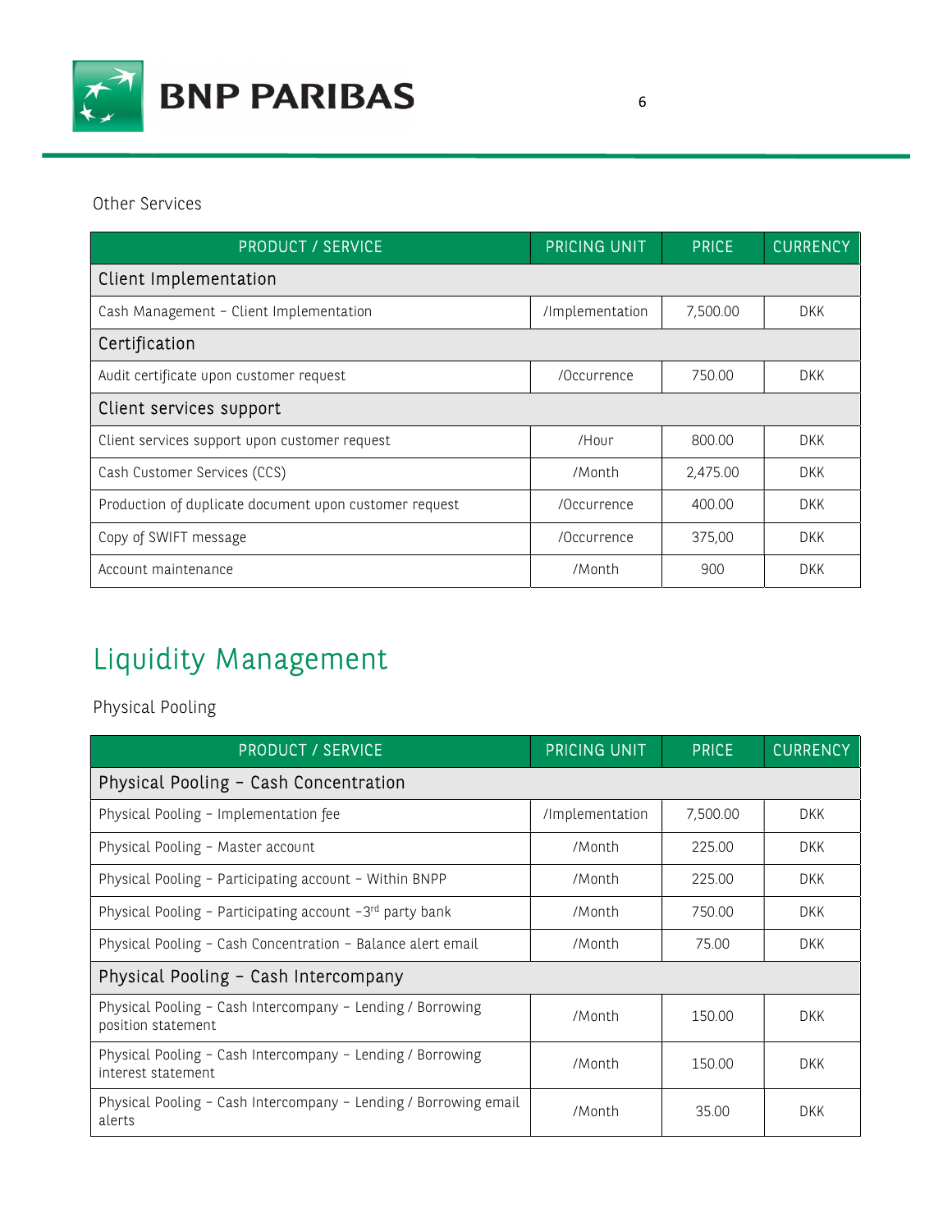Other Services

| PRODUCT / SERVICE | PRICING UNIT | PRICE | CURRENCY |
|---|---|---|---|
| Client Implementation | | | |
| Cash Management – Client Implementation | /Implementation | 7,500.00 | DKK |
| Certification | | | |
| Audit certificate upon customer request | /Occurrence | 750.00 | DKK |
| Client services support | | | |
| Client services support upon customer request | /Hour | 800.00 | DKK |
| Cash Customer Services (CCS) | /Month | 2,475.00 | DKK |
| Production of duplicate document upon customer request | /Occurrence | 400.00 | DKK |
| Copy of SWIFT message | /Occurrence | 375,00 | DKK |
| Account maintenance | /Month | 900 | DKK |

# Liquidity Management

Physical Pooling

| PRODUCT / SERVICE | PRICING UNIT | PRICE | CURRENCY |
|---|---|---|---|
| Physical Pooling – Cash Concentration | | | |
| Physical Pooling – Implementation fee | /Implementation | 7,500.00 | DKK |
| Physical Pooling – Master account | /Month | 225.00 | DKK |
| Physical Pooling – Participating account – Within BNPP | /Month | 225.00 | DKK |
| Physical Pooling – Participating account –3rd party bank | /Month | 750.00 | DKK |
| Physical Pooling – Cash Concentration – Balance alert email | /Month | 75.00 | DKK |
| Physical Pooling – Cash Intercompany | | | |
| Physical Pooling – Cash Intercompany – Lending / Borrowing position statement | /Month | 150.00 | DKK |
| Physical Pooling – Cash Intercompany – Lending / Borrowing interest statement | /Month | 150.00 | DKK |
| Physical Pooling – Cash Intercompany – Lending / Borrowing email alerts | /Month | 35.00 | DKK |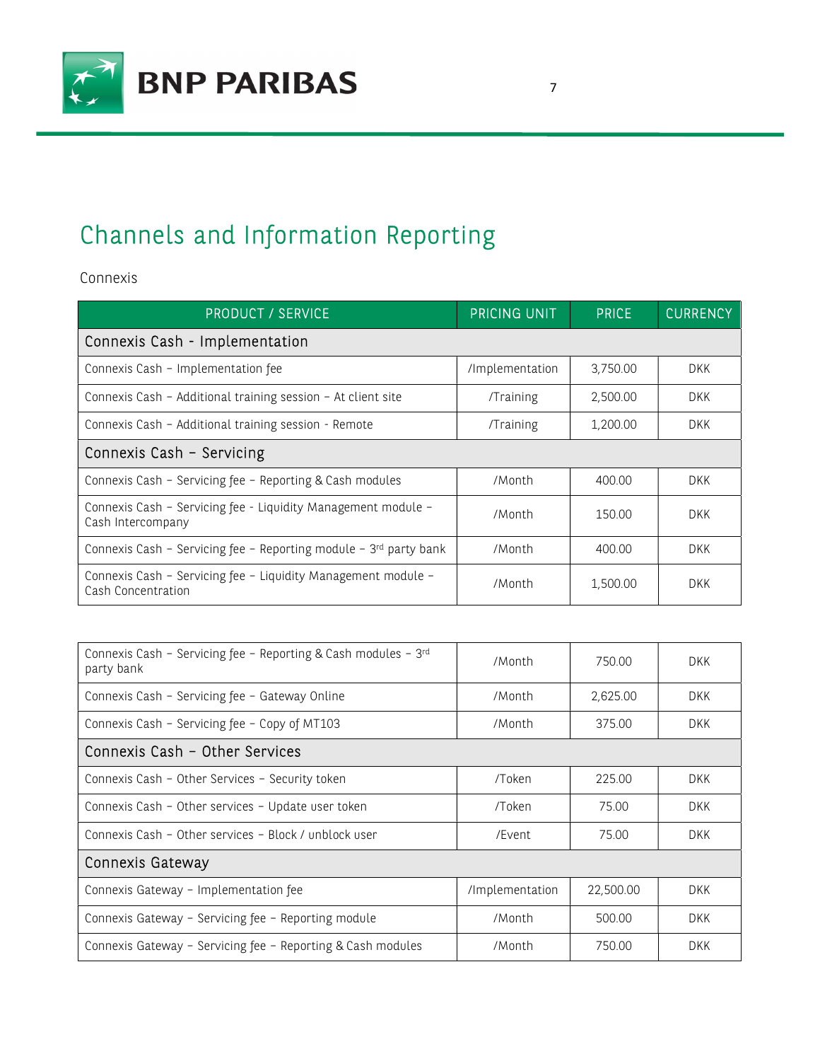# Channels and Information Reporting

Connexis

| PRODUCT / SERVICE | PRICING UNIT | PRICE | CURRENCY |
|---|---|---|---|
| **Connexis Cash - Implementation** | | | |
| Connexis Cash – Implementation fee | /Implementation | 3,750.00 | DKK |
| Connexis Cash – Additional training session – At client site | /Training | 2,500.00 | DKK |
| Connexis Cash – Additional training session - Remote | /Training | 1,200.00 | DKK |
| **Connexis Cash – Servicing** | | | |
| Connexis Cash – Servicing fee – Reporting & Cash modules | /Month | 400.00 | DKK |
| Connexis Cash – Servicing fee - Liquidity Management module – Cash Intercompany | /Month | 150.00 | DKK |
| Connexis Cash – Servicing fee – Reporting module – 3rd party bank | /Month | 400.00 | DKK |
| Connexis Cash – Servicing fee – Liquidity Management module – Cash Concentration | /Month | 1,500.00 | DKK |
| Connexis Cash – Servicing fee – Reporting & Cash modules – 3rd party bank | /Month | 750.00 | DKK |
| Connexis Cash – Servicing fee – Gateway Online | /Month | 2,625.00 | DKK |
| Connexis Cash – Servicing fee – Copy of MT103 | /Month | 375.00 | DKK |
| **Connexis Cash – Other Services** | | | |
| Connexis Cash – Other Services – Security token | /Token | 225.00 | DKK |
| Connexis Cash – Other services – Update user token | /Token | 75.00 | DKK |
| Connexis Cash – Other services – Block / unblock user | /Event | 75.00 | DKK |
| **Connexis Gateway** | | | |
| Connexis Gateway – Implementation fee | /Implementation | 22,500.00 | DKK |
| Connexis Gateway – Servicing fee – Reporting module | /Month | 500.00 | DKK |
| Connexis Gateway – Servicing fee – Reporting & Cash modules | /Month | 750.00 | DKK |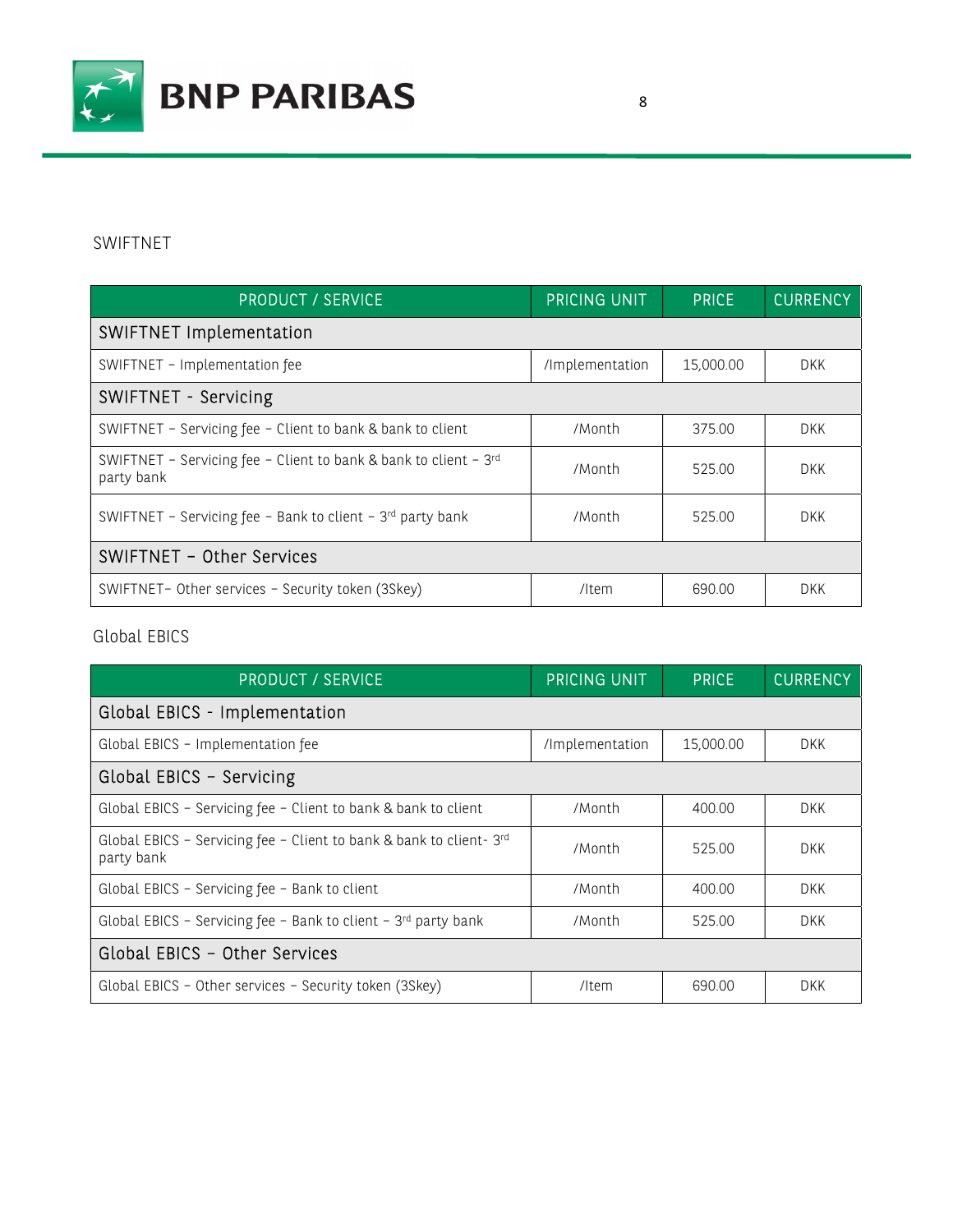## SWIFTNET

| PRODUCT / SERVICE | PRICING UNIT | PRICE | CURRENCY |
| --- | --- | --- | --- |
| **SWIFTNET Implementation** | | | |
| SWIFTNET – Implementation fee | /Implementation | 15,000.00 | DKK |
| **SWIFTNET - Servicing** | | | |
| SWIFTNET – Servicing fee – Client to bank & bank to client | /Month | 375.00 | DKK |
| SWIFTNET – Servicing fee – Client to bank & bank to client – 3rd party bank | /Month | 525.00 | DKK |
| SWIFTNET – Servicing fee – Bank to client – 3rd party bank | /Month | 525.00 | DKK |
| **SWIFTNET – Other Services** | | | |
| SWIFTNET– Other services – Security token (3Skey) | /Item | 690.00 | DKK |

## Global EBICS

| PRODUCT / SERVICE | PRICING UNIT | PRICE | CURRENCY |
| --- | --- | --- | --- |
| **Global EBICS - Implementation** | | | |
| Global EBICS – Implementation fee | /Implementation | 15,000.00 | DKK |
| **Global EBICS – Servicing** | | | |
| Global EBICS – Servicing fee – Client to bank & bank to client | /Month | 400.00 | DKK |
| Global EBICS – Servicing fee – Client to bank & bank to client- 3rd party bank | /Month | 525.00 | DKK |
| Global EBICS – Servicing fee – Bank to client | /Month | 400.00 | DKK |
| Global EBICS – Servicing fee – Bank to client – 3rd party bank | /Month | 525.00 | DKK |
| **Global EBICS – Other Services** | | | |
| Global EBICS – Other services – Security token (3Skey) | /Item | 690.00 | DKK |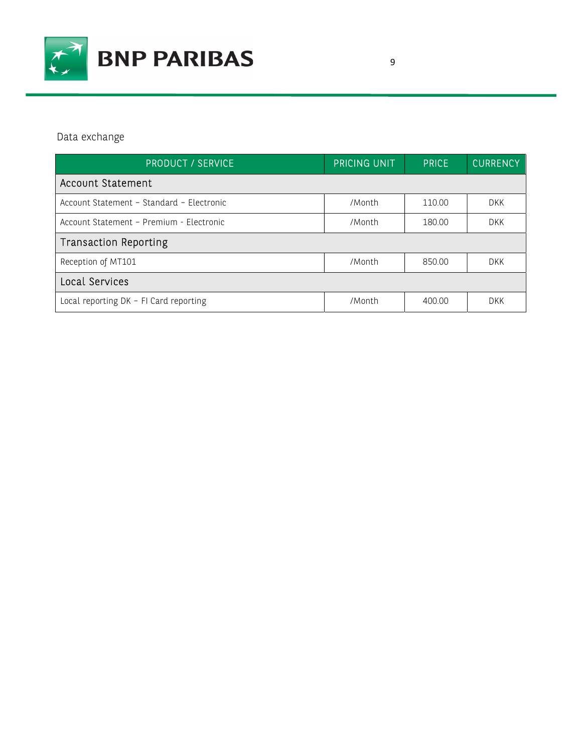Data exchange

| PRODUCT / SERVICE | PRICING UNIT | PRICE | CURRENCY |
|---|---|---|---|
| **Account Statement** | | | |
| Account Statement – Standard – Electronic | /Month | 110.00 | DKK |
| Account Statement – Premium - Electronic | /Month | 180.00 | DKK |
| **Transaction Reporting** | | | |
| Reception of MT101 | /Month | 850.00 | DKK |
| **Local Services** | | | |
| Local reporting DK – FI Card reporting | /Month | 400.00 | DKK |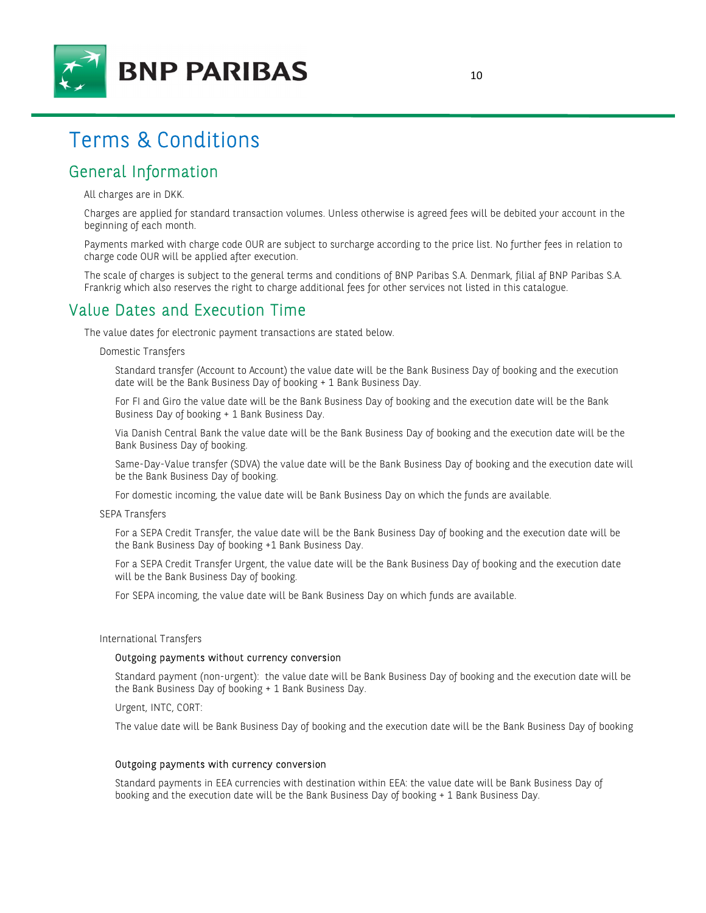# Terms & Conditions

## General Information

All charges are in DKK.

Charges are applied for standard transaction volumes. Unless otherwise is agreed fees will be debited your account in the beginning of each month.

Payments marked with charge code OUR are subject to surcharge according to the price list. No further fees in relation to charge code OUR will be applied after execution.

The scale of charges is subject to the general terms and conditions of BNP Paribas S.A. Denmark, filial af BNP Paribas S.A. Frankrig which also reserves the right to charge additional fees for other services not listed in this catalogue.

## Value Dates and Execution Time

The value dates for electronic payment transactions are stated below.

Domestic Transfers

Standard transfer (Account to Account) the value date will be the Bank Business Day of booking and the execution date will be the Bank Business Day of booking + 1 Bank Business Day.

For FI and Giro the value date will be the Bank Business Day of booking and the execution date will be the Bank Business Day of booking + 1 Bank Business Day.

Via Danish Central Bank the value date will be the Bank Business Day of booking and the execution date will be the Bank Business Day of booking.

Same-Day-Value transfer (SDVA) the value date will be the Bank Business Day of booking and the execution date will be the Bank Business Day of booking.

For domestic incoming, the value date will be Bank Business Day on which the funds are available.

SEPA Transfers

For a SEPA Credit Transfer, the value date will be the Bank Business Day of booking and the execution date will be the Bank Business Day of booking +1 Bank Business Day.

For a SEPA Credit Transfer Urgent, the value date will be the Bank Business Day of booking and the execution date will be the Bank Business Day of booking.

For SEPA incoming, the value date will be Bank Business Day on which funds are available.

International Transfers

Outgoing payments without currency conversion

Standard payment (non-urgent): the value date will be Bank Business Day of booking and the execution date will be the Bank Business Day of booking + 1 Bank Business Day.

Urgent, INTC, CORT:

The value date will be Bank Business Day of booking and the execution date will be the Bank Business Day of booking

Outgoing payments with currency conversion

Standard payments in EEA currencies with destination within EEA: the value date will be Bank Business Day of booking and the execution date will be the Bank Business Day of booking + 1 Bank Business Day.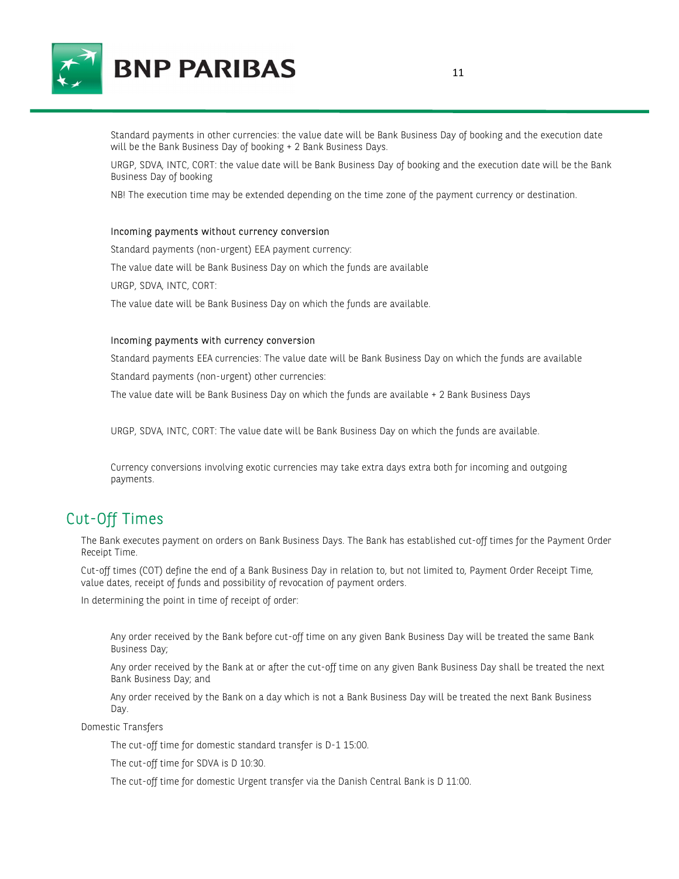Standard payments in other currencies: the value date will be Bank Business Day of booking and the execution date will be the Bank Business Day of booking + 2 Bank Business Days.

URGP, SDVA, INTC, CORT: the value date will be Bank Business Day of booking and the execution date will be the Bank Business Day of booking

NB! The execution time may be extended depending on the time zone of the payment currency or destination.

#### Incoming payments without currency conversion

Standard payments (non-urgent) EEA payment currency:

The value date will be Bank Business Day on which the funds are available

URGP, SDVA, INTC, CORT:

The value date will be Bank Business Day on which the funds are available.

#### Incoming payments with currency conversion

Standard payments EEA currencies: The value date will be Bank Business Day on which the funds are available

Standard payments (non-urgent) other currencies:

The value date will be Bank Business Day on which the funds are available + 2 Bank Business Days

URGP, SDVA, INTC, CORT: The value date will be Bank Business Day on which the funds are available.

Currency conversions involving exotic currencies may take extra days extra both for incoming and outgoing payments.

## Cut-Off Times

The Bank executes payment on orders on Bank Business Days. The Bank has established cut-off times for the Payment Order Receipt Time.

Cut-off times (COT) define the end of a Bank Business Day in relation to, but not limited to, Payment Order Receipt Time, value dates, receipt of funds and possibility of revocation of payment orders.

In determining the point in time of receipt of order:

Any order received by the Bank before cut-off time on any given Bank Business Day will be treated the same Bank Business Day;

Any order received by the Bank at or after the cut-off time on any given Bank Business Day shall be treated the next Bank Business Day; and

Any order received by the Bank on a day which is not a Bank Business Day will be treated the next Bank Business Day.

Domestic Transfers

The cut-off time for domestic standard transfer is D-1 15:00.

The cut-off time for SDVA is D 10:30.

The cut-off time for domestic Urgent transfer via the Danish Central Bank is D 11:00.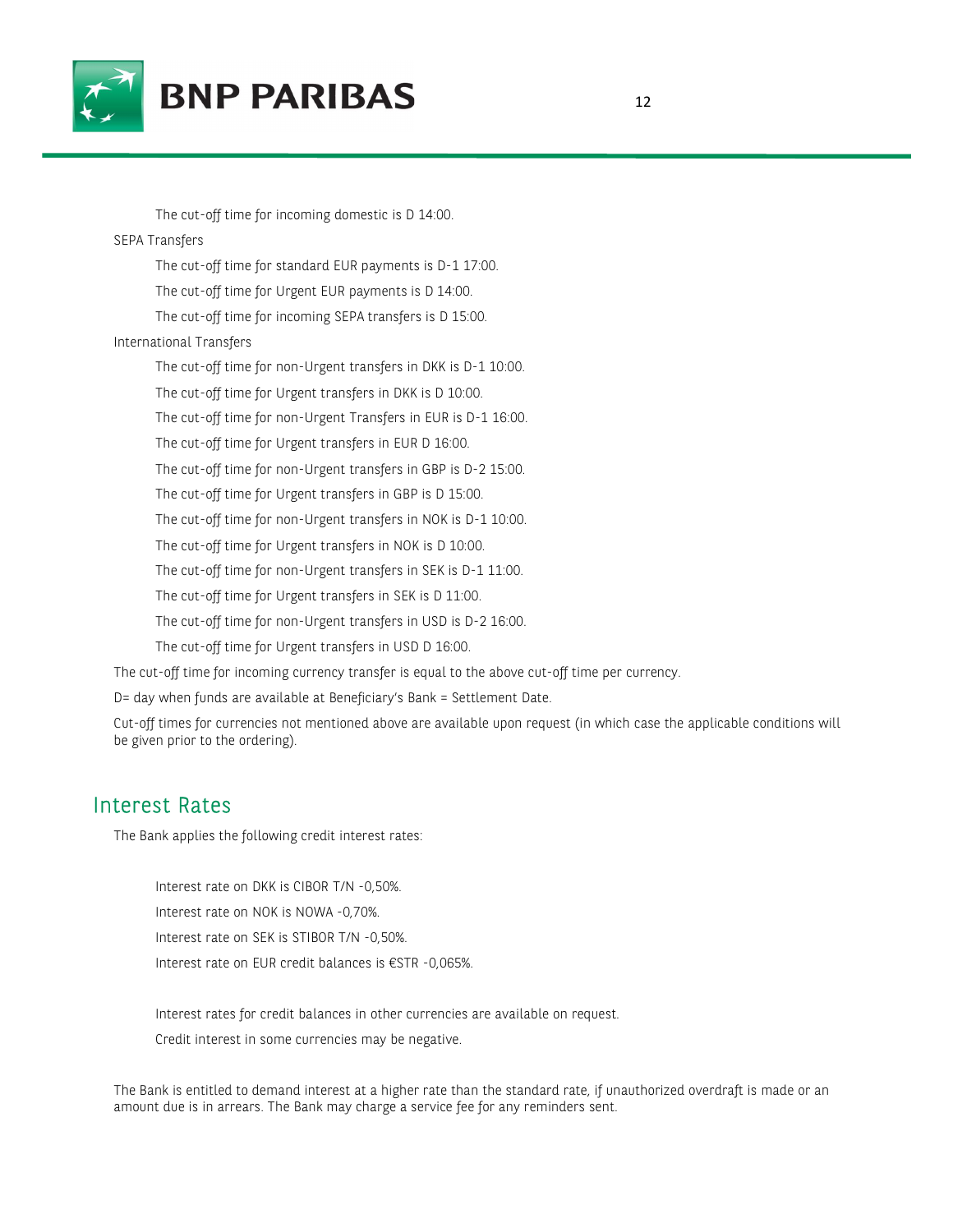The cut-off time for incoming domestic is D 14:00.

SEPA Transfers

The cut-off time for standard EUR payments is D-1 17:00.

The cut-off time for Urgent EUR payments is D 14:00.

The cut-off time for incoming SEPA transfers is D 15:00.

International Transfers

The cut-off time for non-Urgent transfers in DKK is D-1 10:00.

The cut-off time for Urgent transfers in DKK is D 10:00.

The cut-off time for non-Urgent Transfers in EUR is D-1 16:00.

The cut-off time for Urgent transfers in EUR D 16:00.

The cut-off time for non-Urgent transfers in GBP is D-2 15:00.

The cut-off time for Urgent transfers in GBP is D 15:00.

The cut-off time for non-Urgent transfers in NOK is D-1 10:00.

The cut-off time for Urgent transfers in NOK is D 10:00.

The cut-off time for non-Urgent transfers in SEK is D-1 11:00.

The cut-off time for Urgent transfers in SEK is D 11:00.

The cut-off time for non-Urgent transfers in USD is D-2 16:00.

The cut-off time for Urgent transfers in USD D 16:00.

The cut-off time for incoming currency transfer is equal to the above cut-off time per currency.

D= day when funds are available at Beneficiary's Bank = Settlement Date.

Cut-off times for currencies not mentioned above are available upon request (in which case the applicable conditions will be given prior to the ordering).

## Interest Rates

The Bank applies the following credit interest rates:

Interest rate on DKK is CIBOR T/N -0,50%.

Interest rate on NOK is NOWA -0,70%.

Interest rate on SEK is STIBOR T/N -0,50%.

Interest rate on EUR credit balances is €STR -0,065%.

Interest rates for credit balances in other currencies are available on request.

Credit interest in some currencies may be negative.

The Bank is entitled to demand interest at a higher rate than the standard rate, if unauthorized overdraft is made or an amount due is in arrears. The Bank may charge a service fee for any reminders sent.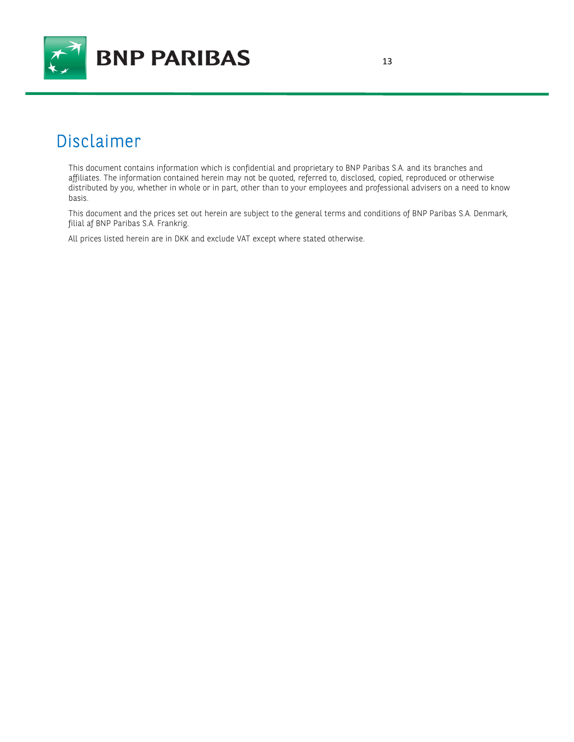# Disclaimer

This document contains information which is confidential and proprietary to BNP Paribas S.A. and its branches and affiliates. The information contained herein may not be quoted, referred to, disclosed, copied, reproduced or otherwise distributed by you, whether in whole or in part, other than to your employees and professional advisers on a need to know basis.

This document and the prices set out herein are subject to the general terms and conditions of BNP Paribas S.A. Denmark, filial af BNP Paribas S.A. Frankrig.

All prices listed herein are in DKK and exclude VAT except where stated otherwise.